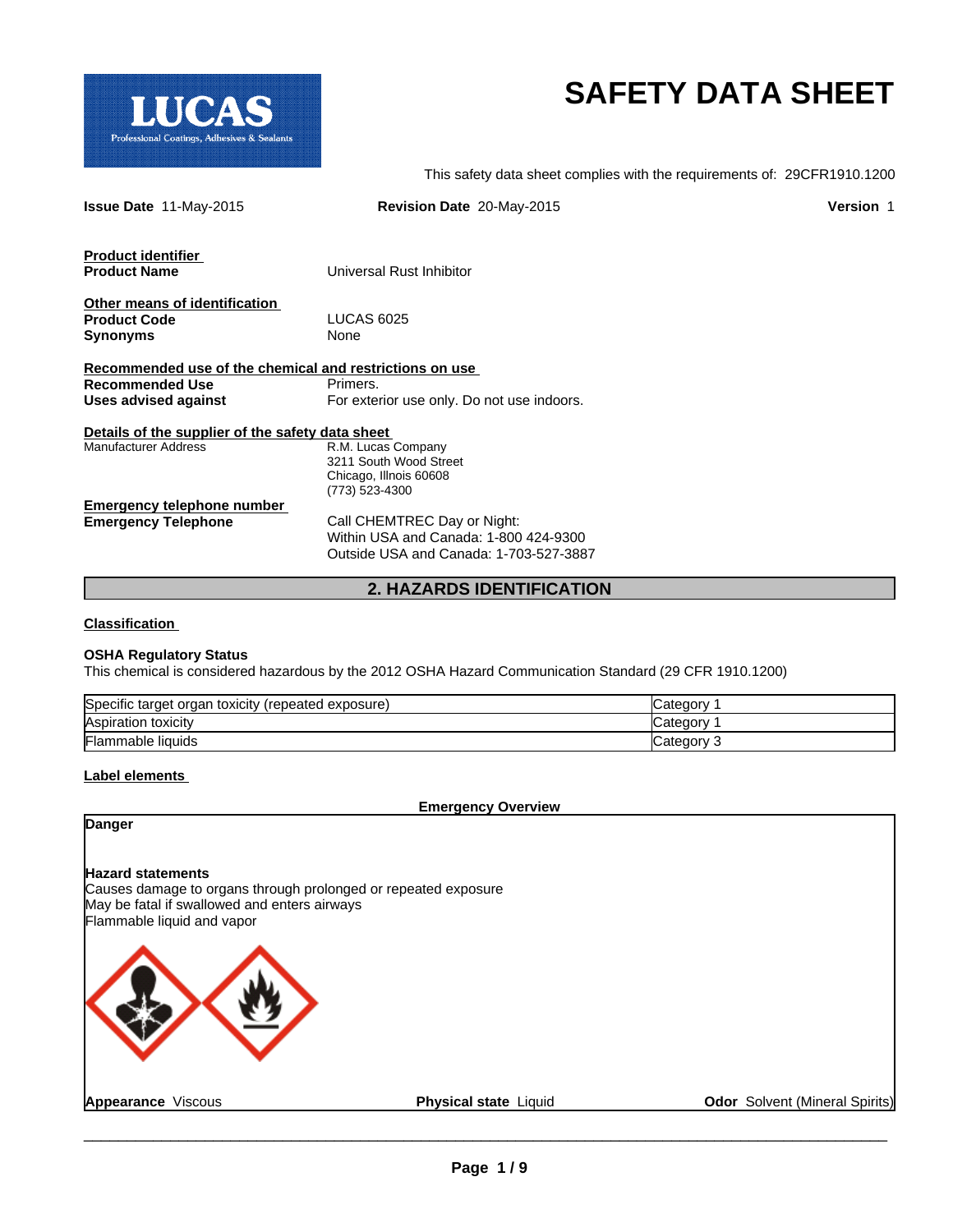LUCAS
Professional Coatings, Adhesives & Sealants

# SAFETY DATA SHEET

This safety data sheet complies with the requirements of: 29CFR1910.1200

**Issue Date** 11-May-2015 **Revision Date** 20-May-2015 **Version** 1

**Product identifier**

**Product Name** Universal Rust Inhibitor

**Other means of identification**

**Product Code** LUCAS 6025

**Synonyms** None

**Recommended use of the chemical and restrictions on use**

**Recommended Use** Primers.

**Uses advised against** For exterior use only. Do not use indoors.

**Details of the supplier of the safety data sheet**

Manufacturer Address

R.M. Lucas Company
3211 South Wood Street
Chicago, Illnois 60608
(773) 523-4300

**Emergency telephone number**

**Emergency Telephone**

Call CHEMTREC Day or Night:
Within USA and Canada: 1-800 424-9300
Outside USA and Canada: 1-703-527-3887

## 2. HAZARDS IDENTIFICATION

**Classification**

**OSHA Regulatory Status**

This chemical is considered hazardous by the 2012 OSHA Hazard Communication Standard (29 CFR 1910.1200)

| Hazard | Category |
|---|---|
| Specific target organ toxicity (repeated exposure) | Category 1 |
| Aspiration toxicity | Category 1 |
| Flammable liquids | Category 3 |

**Label elements**

**Emergency Overview**

**Danger**

**Hazard statements**

Causes damage to organs through prolonged or repeated exposure
May be fatal if swallowed and enters airways
Flammable liquid and vapor

**Appearance** Viscous **Physical state** Liquid **Odor** Solvent (Mineral Spirits)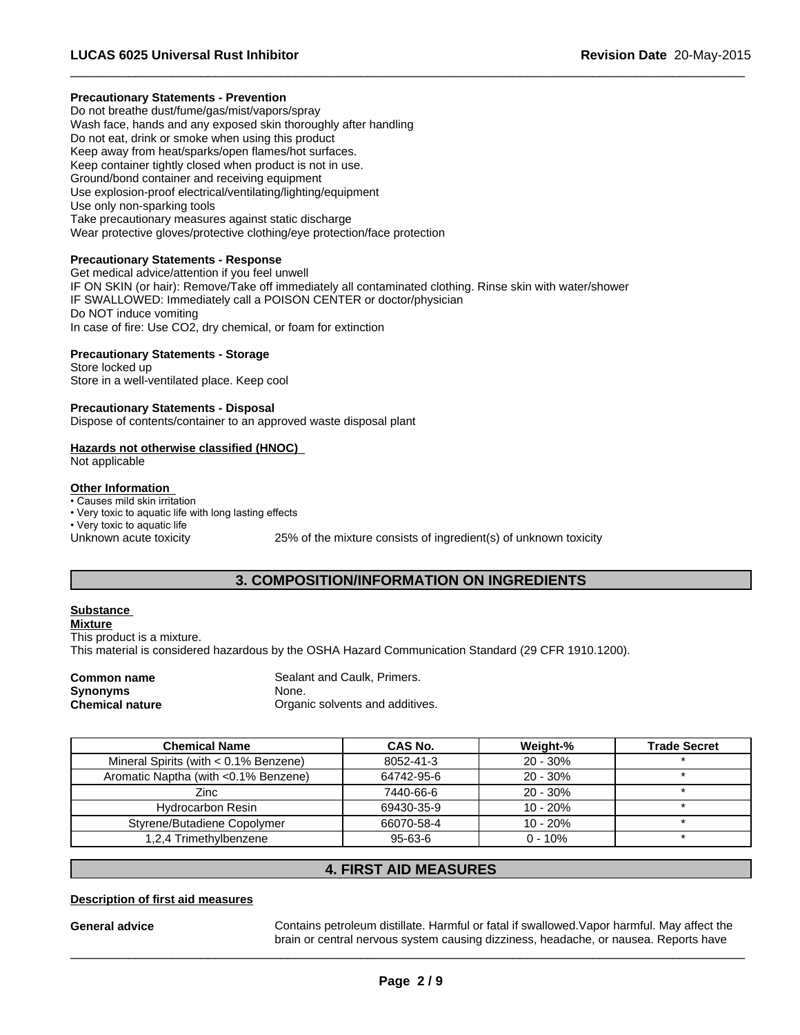### Precautionary Statements - Prevention

Do not breathe dust/fume/gas/mist/vapors/spray
Wash face, hands and any exposed skin thoroughly after handling
Do not eat, drink or smoke when using this product
Keep away from heat/sparks/open flames/hot surfaces.
Keep container tightly closed when product is not in use.
Ground/bond container and receiving equipment
Use explosion-proof electrical/ventilating/lighting/equipment
Use only non-sparking tools
Take precautionary measures against static discharge
Wear protective gloves/protective clothing/eye protection/face protection

### Precautionary Statements - Response

Get medical advice/attention if you feel unwell
IF ON SKIN (or hair): Remove/Take off immediately all contaminated clothing. Rinse skin with water/shower
IF SWALLOWED: Immediately call a POISON CENTER or doctor/physician
Do NOT induce vomiting
In case of fire: Use CO2, dry chemical, or foam for extinction

### Precautionary Statements - Storage

Store locked up
Store in a well-ventilated place. Keep cool

### Precautionary Statements - Disposal

Dispose of contents/container to an approved waste disposal plant

### Hazards not otherwise classified (HNOC)

Not applicable

### Other Information

- Causes mild skin irritation
- Very toxic to aquatic life with long lasting effects
- Very toxic to aquatic life

Unknown acute toxicity 25% of the mixture consists of ingredient(s) of unknown toxicity

## 3. COMPOSITION/INFORMATION ON INGREDIENTS

**Substance**

**Mixture**

This product is a mixture.
This material is considered hazardous by the OSHA Hazard Communication Standard (29 CFR 1910.1200).

**Common name** Sealant and Caulk, Primers.
**Synonyms** None.
**Chemical nature** Organic solvents and additives.

| Chemical Name | CAS No. | Weight-% | Trade Secret |
|---|---|---|---|
| Mineral Spirits (with < 0.1% Benzene) | 8052-41-3 | 20 - 30% | * |
| Aromatic Naptha (with <0.1% Benzene) | 64742-95-6 | 20 - 30% | * |
| Zinc | 7440-66-6 | 20 - 30% | * |
| Hydrocarbon Resin | 69430-35-9 | 10 - 20% | * |
| Styrene/Butadiene Copolymer | 66070-58-4 | 10 - 20% | * |
| 1,2,4 Trimethylbenzene | 95-63-6 | 0 - 10% | * |

## 4. FIRST AID MEASURES

**Description of first aid measures**

**General advice** Contains petroleum distillate. Harmful or fatal if swallowed.Vapor harmful. May affect the brain or central nervous system causing dizziness, headache, or nausea. Reports have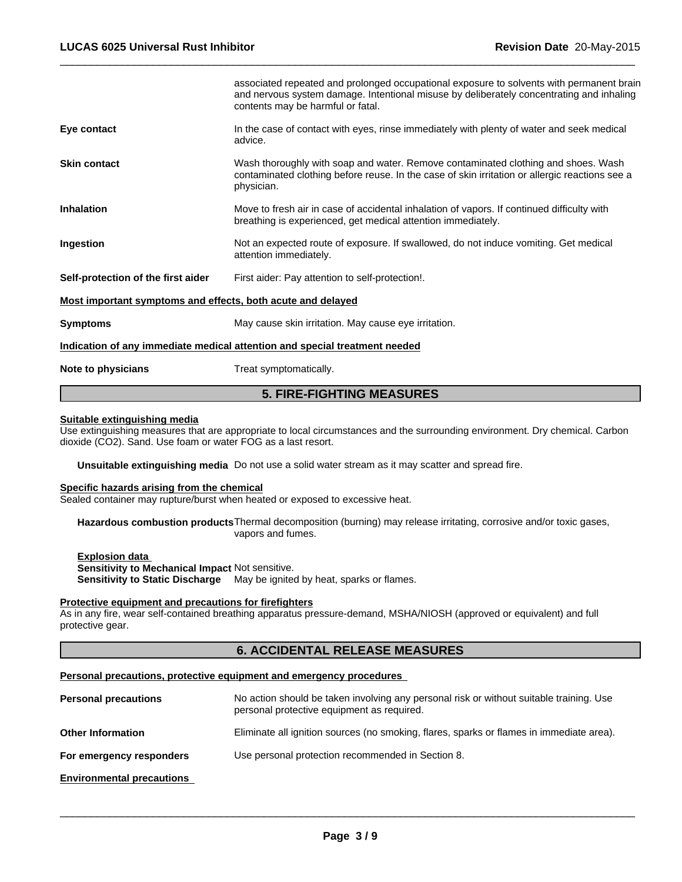associated repeated and prolonged occupational exposure to solvents with permanent brain and nervous system damage. Intentional misuse by deliberately concentrating and inhaling contents may be harmful or fatal.

**Eye contact** In the case of contact with eyes, rinse immediately with plenty of water and seek medical advice.

**Skin contact** Wash thoroughly with soap and water. Remove contaminated clothing and shoes. Wash contaminated clothing before reuse. In the case of skin irritation or allergic reactions see a physician.

**Inhalation** Move to fresh air in case of accidental inhalation of vapors. If continued difficulty with breathing is experienced, get medical attention immediately.

**Ingestion** Not an expected route of exposure. If swallowed, do not induce vomiting. Get medical attention immediately.

**Self-protection of the first aider** First aider: Pay attention to self-protection!.

**Most important symptoms and effects, both acute and delayed**

**Symptoms** May cause skin irritation. May cause eye irritation.

**Indication of any immediate medical attention and special treatment needed**

**Note to physicians** Treat symptomatically.

## 5. FIRE-FIGHTING MEASURES

**Suitable extinguishing media**

Use extinguishing measures that are appropriate to local circumstances and the surrounding environment. Dry chemical. Carbon dioxide ($CO_2$). Sand. Use foam or water FOG as a last resort.

**Unsuitable extinguishing media** Do not use a solid water stream as it may scatter and spread fire.

**Specific hazards arising from the chemical**

Sealed container may rupture/burst when heated or exposed to excessive heat.

**Hazardous combustion products** Thermal decomposition (burning) may release irritating, corrosive and/or toxic gases, vapors and fumes.

**Explosion data**
**Sensitivity to Mechanical Impact** Not sensitive.
**Sensitivity to Static Discharge** May be ignited by heat, sparks or flames.

**Protective equipment and precautions for firefighters**

As in any fire, wear self-contained breathing apparatus pressure-demand, MSHA/NIOSH (approved or equivalent) and full protective gear.

## 6. ACCIDENTAL RELEASE MEASURES

**Personal precautions, protective equipment and emergency procedures**

**Personal precautions** No action should be taken involving any personal risk or without suitable training. Use personal protective equipment as required.

**Other Information** Eliminate all ignition sources (no smoking, flares, sparks or flames in immediate area).

**For emergency responders** Use personal protection recommended in Section 8.

**Environmental precautions**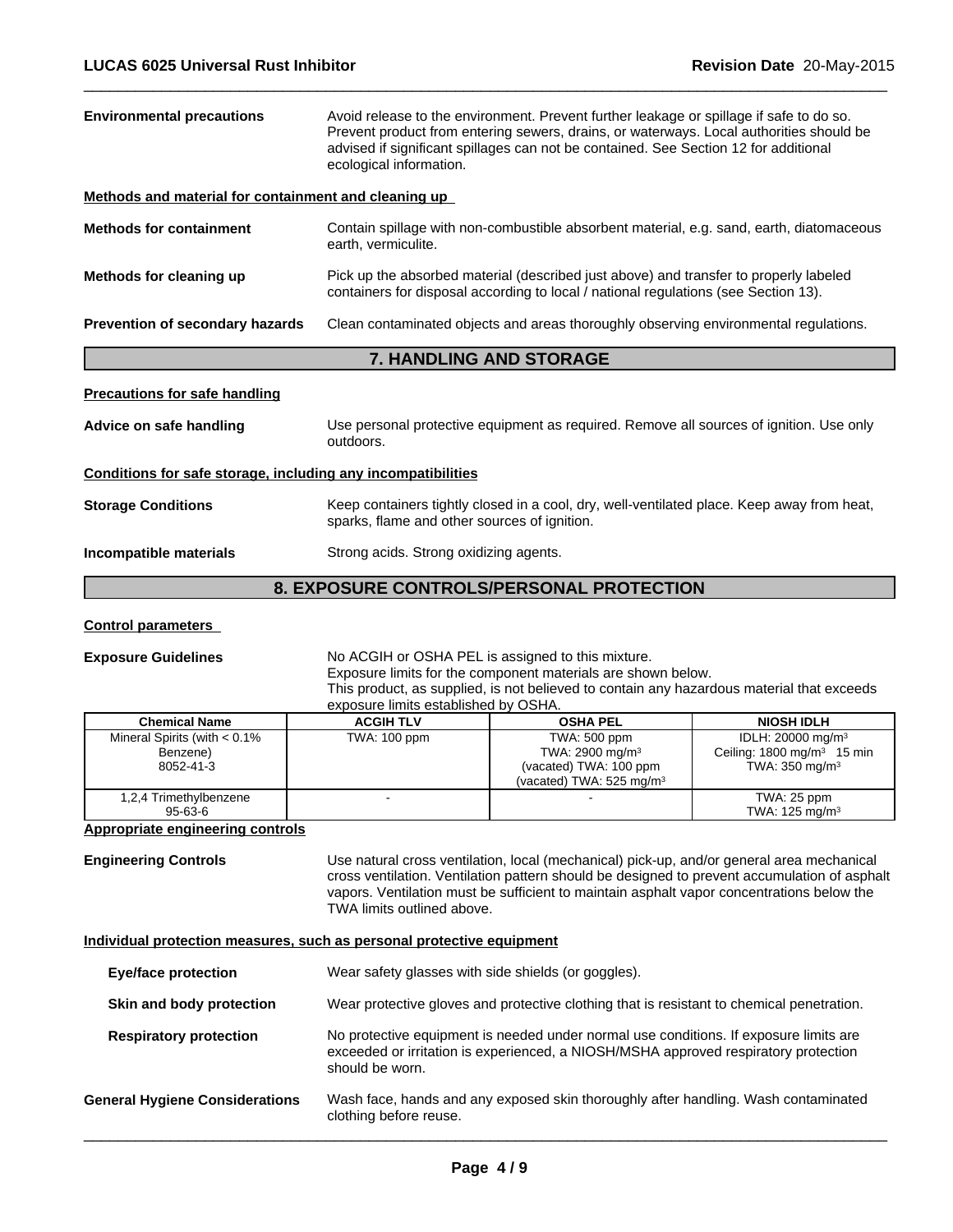| | |
|---|---|
| **Environmental precautions** | Avoid release to the environment. Prevent further leakage or spillage if safe to do so. Prevent product from entering sewers, drains, or waterways. Local authorities should be advised if significant spillages can not be contained. See Section 12 for additional ecological information. |

**Methods and material for containment and cleaning up**

| | |
|---|---|
| **Methods for containment** | Contain spillage with non-combustible absorbent material, e.g. sand, earth, diatomaceous earth, vermiculite. |
| **Methods for cleaning up** | Pick up the absorbed material (described just above) and transfer to properly labeled containers for disposal according to local / national regulations (see Section 13). |
| **Prevention of secondary hazards** | Clean contaminated objects and areas thoroughly observing environmental regulations. |

## 7. HANDLING AND STORAGE

**Precautions for safe handling**

| | |
|---|---|
| **Advice on safe handling** | Use personal protective equipment as required. Remove all sources of ignition. Use only outdoors. |

**Conditions for safe storage, including any incompatibilities**

| | |
|---|---|
| **Storage Conditions** | Keep containers tightly closed in a cool, dry, well-ventilated place. Keep away from heat, sparks, flame and other sources of ignition. |
| **Incompatible materials** | Strong acids. Strong oxidizing agents. |

## 8. EXPOSURE CONTROLS/PERSONAL PROTECTION

**Control parameters**

**Exposure Guidelines** No ACGIH or OSHA PEL is assigned to this mixture.
Exposure limits for the component materials are shown below.
This product, as supplied, is not believed to contain any hazardous material that exceeds exposure limits established by OSHA.

| Chemical Name | ACGIH TLV | OSHA PEL | NIOSH IDLH |
|---|---|---|---|
| Mineral Spirits (with < 0.1% Benzene) 8052-41-3 | TWA: 100 ppm | TWA: 500 ppm<br>TWA: 2900 mg/m$^3$<br>(vacated) TWA: 100 ppm<br>(vacated) TWA: 525 mg/m$^3$ | IDLH: 20000 mg/m$^3$<br>Ceiling: 1800 mg/m$^3$ 15 min<br>TWA: 350 mg/m$^3$ |
| 1,2,4 Trimethylbenzene 95-63-6 | - | - | TWA: 25 ppm<br>TWA: 125 mg/m$^3$ |

**Appropriate engineering controls**

| | |
|---|---|
| **Engineering Controls** | Use natural cross ventilation, local (mechanical) pick-up, and/or general area mechanical cross ventilation. Ventilation pattern should be designed to prevent accumulation of asphalt vapors. Ventilation must be sufficient to maintain asphalt vapor concentrations below the TWA limits outlined above. |

**Individual protection measures, such as personal protective equipment**

| | |
|---|---|
| **Eye/face protection** | Wear safety glasses with side shields (or goggles). |
| **Skin and body protection** | Wear protective gloves and protective clothing that is resistant to chemical penetration. |
| **Respiratory protection** | No protective equipment is needed under normal use conditions. If exposure limits are exceeded or irritation is experienced, a NIOSH/MSHA approved respiratory protection should be worn. |
| **General Hygiene Considerations** | Wash face, hands and any exposed skin thoroughly after handling. Wash contaminated clothing before reuse. |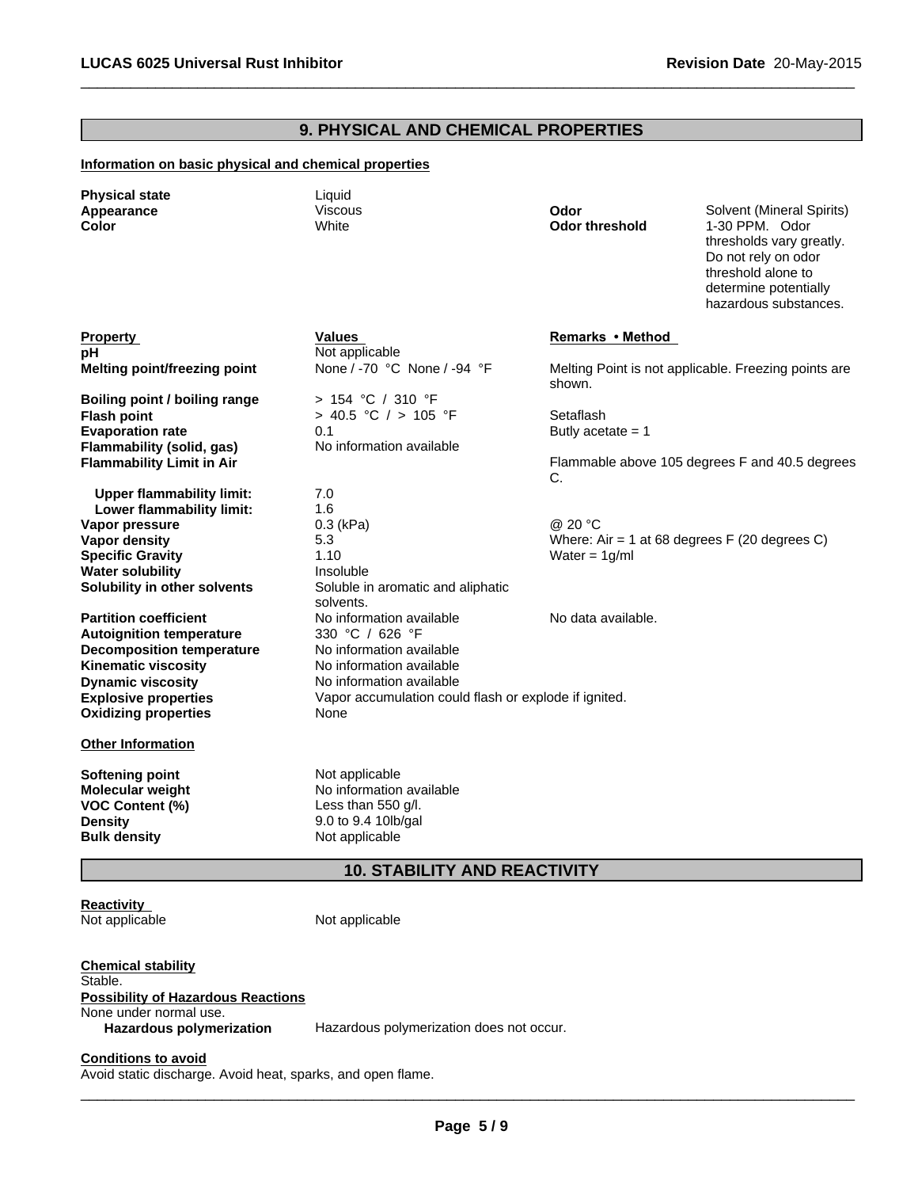## 9. PHYSICAL AND CHEMICAL PROPERTIES

**Information on basic physical and chemical properties**

| | | | |
|---|---|---|---|
| **Physical state** | Liquid | | |
| **Appearance** | Viscous | **Odor** | Solvent (Mineral Spirits) |
| **Color** | White | **Odor threshold** | 1-30 PPM. Odor thresholds vary greatly. Do not rely on odor threshold alone to determine potentially hazardous substances. |

| **Property** | **Values** | **Remarks • Method** |
|---|---|---|
| **pH** | Not applicable | |
| **Melting point/freezing point** | None / -70 °C None / -94 °F | Melting Point is not applicable. Freezing points are shown. |
| **Boiling point / boiling range** | > 154 °C / 310 °F | |
| **Flash point** | > 40.5 °C / > 105 °F | Setaflash |
| **Evaporation rate** | 0.1 | Butly acetate = 1 |
| **Flammability (solid, gas)** | No information available | |
| **Flammability Limit in Air** | | Flammable above 105 degrees F and 40.5 degrees C. |
| **Upper flammability limit:** | 7.0 | |
| **Lower flammability limit:** | 1.6 | |
| **Vapor pressure** | 0.3 (kPa) | @ 20 °C |
| **Vapor density** | 5.3 | Where: Air = 1 at 68 degrees F (20 degrees C) |
| **Specific Gravity** | 1.10 | Water = 1g/ml |
| **Water solubility** | Insoluble | |
| **Solubility in other solvents** | Soluble in aromatic and aliphatic solvents. | |
| **Partition coefficient** | No information available | No data available. |
| **Autoignition temperature** | 330 °C / 626 °F | |
| **Decomposition temperature** | No information available | |
| **Kinematic viscosity** | No information available | |
| **Dynamic viscosity** | No information available | |
| **Explosive properties** | Vapor accumulation could flash or explode if ignited. | |
| **Oxidizing properties** | None | |

**Other Information**

| | |
|---|---|
| **Softening point** | Not applicable |
| **Molecular weight** | No information available |
| **VOC Content (%)** | Less than 550 g/l. |
| **Density** | 9.0 to 9.4 10lb/gal |
| **Bulk density** | Not applicable |

## 10. STABILITY AND REACTIVITY

**Reactivity**

Not applicable Not applicable

**Chemical stability**

Stable.

**Possibility of Hazardous Reactions**

None under normal use.

**Hazardous polymerization** Hazardous polymerization does not occur.

**Conditions to avoid**

Avoid static discharge. Avoid heat, sparks, and open flame.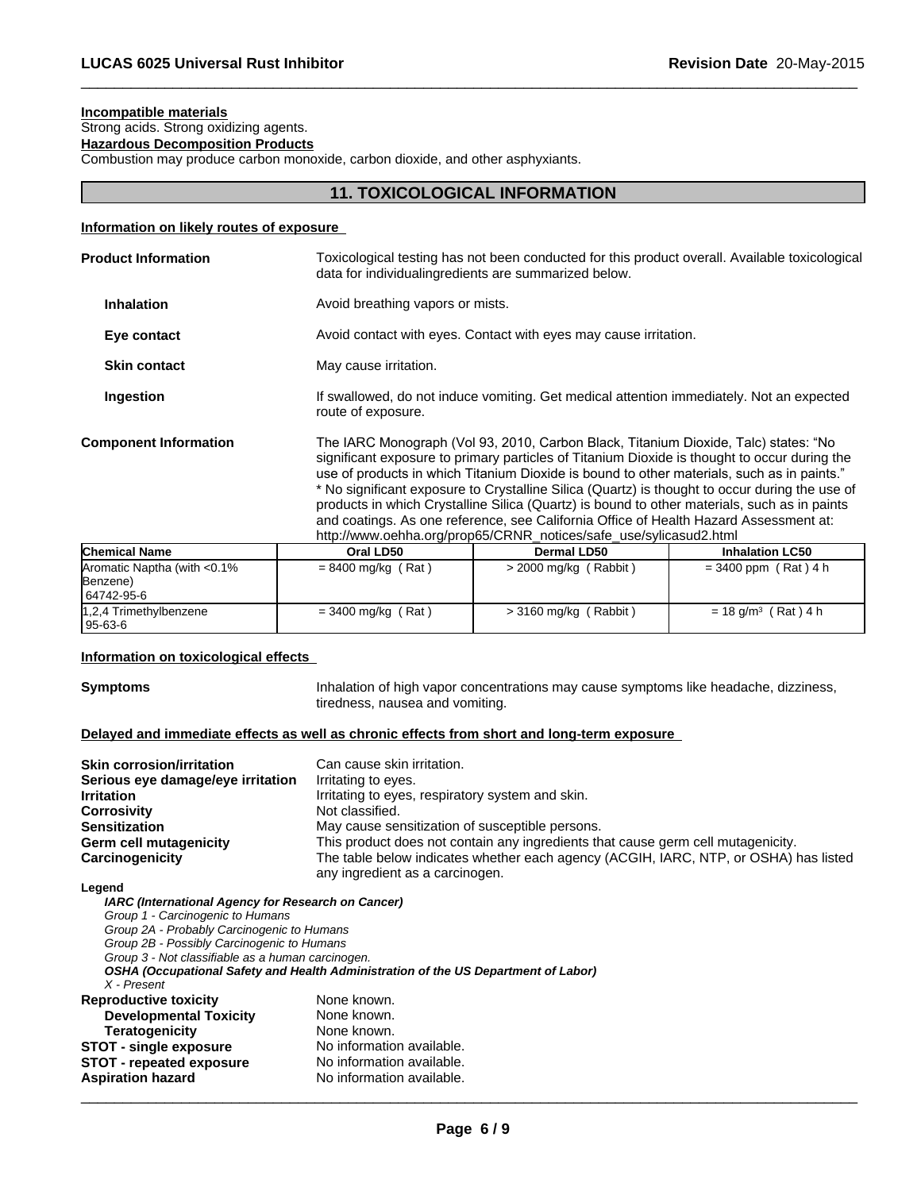**Incompatible materials**

Strong acids. Strong oxidizing agents.

**Hazardous Decomposition Products**

Combustion may produce carbon monoxide, carbon dioxide, and other asphyxiants.

## 11. TOXICOLOGICAL INFORMATION

**Information on likely routes of exposure**

**Product Information** — Toxicological testing has not been conducted for this product overall. Available toxicological data for individualingredients are summarized below.

**Inhalation** — Avoid breathing vapors or mists.

**Eye contact** — Avoid contact with eyes. Contact with eyes may cause irritation.

**Skin contact** — May cause irritation.

**Ingestion** — If swallowed, do not induce vomiting. Get medical attention immediately. Not an expected route of exposure.

**Component Information** — The IARC Monograph (Vol 93, 2010, Carbon Black, Titanium Dioxide, Talc) states: "No significant exposure to primary particles of Titanium Dioxide is thought to occur during the use of products in which Titanium Dioxide is bound to other materials, such as in paints." * No significant exposure to Crystalline Silica (Quartz) is thought to occur during the use of products in which Crystalline Silica (Quartz) is bound to other materials, such as in paints and coatings. As one reference, see California Office of Health Hazard Assessment at: http://www.oehha.org/prop65/CRNR_notices/safe_use/sylicasud2.html

| Chemical Name | Oral LD50 | Dermal LD50 | Inhalation LC50 |
|---|---|---|---|
| Aromatic Naptha (with <0.1% Benzene) 64742-95-6 | = 8400 mg/kg ( Rat ) | > 2000 mg/kg ( Rabbit ) | = 3400 ppm ( Rat ) 4 h |
| 1,2,4 Trimethylbenzene 95-63-6 | = 3400 mg/kg ( Rat ) | > 3160 mg/kg ( Rabbit ) | = 18 g/m³ ( Rat ) 4 h |

**Information on toxicological effects**

**Symptoms** — Inhalation of high vapor concentrations may cause symptoms like headache, dizziness, tiredness, nausea and vomiting.

**Delayed and immediate effects as well as chronic effects from short and long-term exposure**

**Skin corrosion/irritation** — Can cause skin irritation.
**Serious eye damage/eye irritation** — Irritating to eyes.
**Irritation** — Irritating to eyes, respiratory system and skin.
**Corrosivity** — Not classified.
**Sensitization** — May cause sensitization of susceptible persons.
**Germ cell mutagenicity** — This product does not contain any ingredients that cause germ cell mutagenicity.
**Carcinogenicity** — The table below indicates whether each agency (ACGIH, IARC, NTP, or OSHA) has listed any ingredient as a carcinogen.

**Legend**

***IARC (International Agency for Research on Cancer)***
*Group 1 - Carcinogenic to Humans*
*Group 2A - Probably Carcinogenic to Humans*
*Group 2B - Possibly Carcinogenic to Humans*
*Group 3 - Not classifiable as a human carcinogen.*
***OSHA (Occupational Safety and Health Administration of the US Department of Labor)***
*X - Present*

**Reproductive toxicity** — None known.
**Developmental Toxicity** — None known.
**Teratogenicity** — None known.
**STOT - single exposure** — No information available.
**STOT - repeated exposure** — No information available.
**Aspiration hazard** — No information available.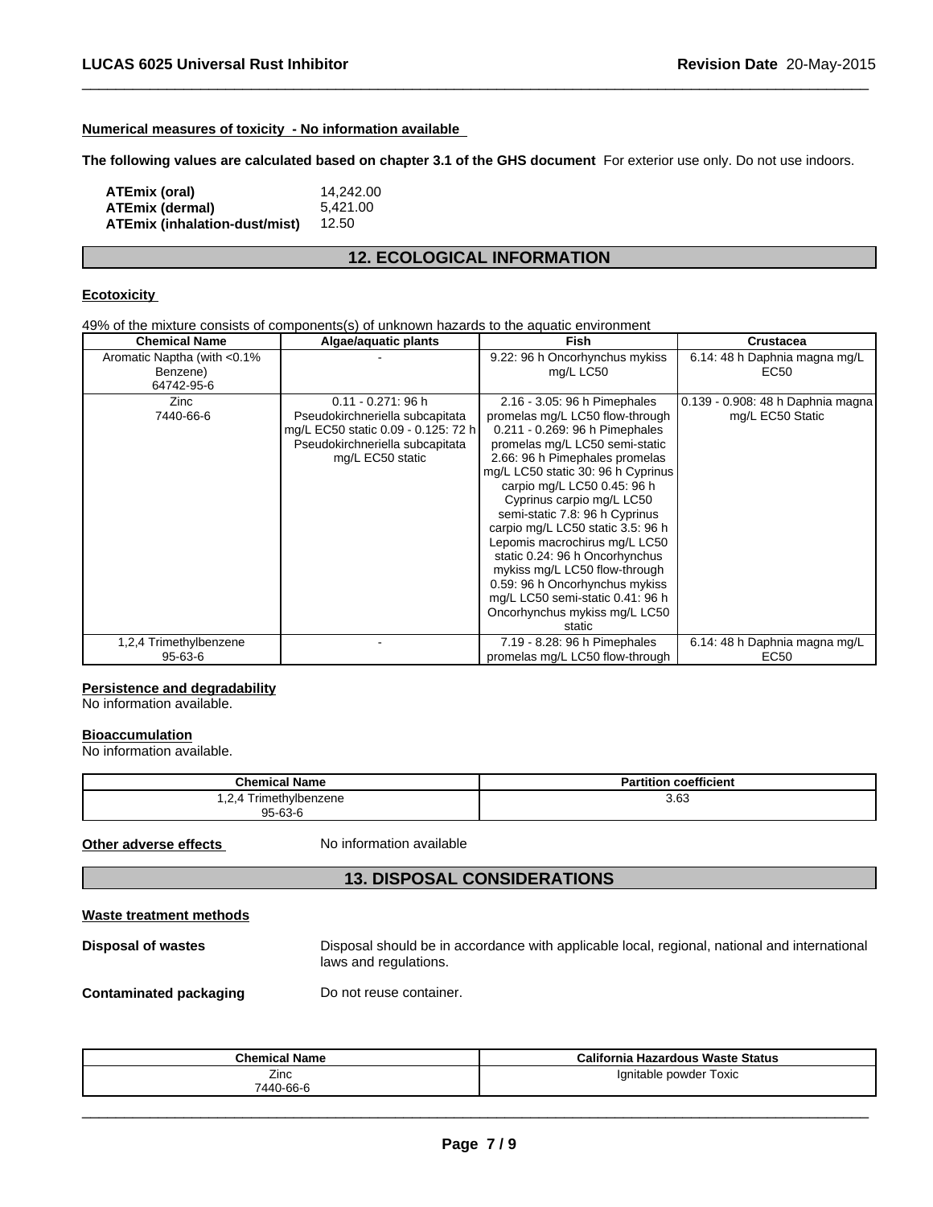**Numerical measures of toxicity - No information available**

**The following values are calculated based on chapter 3.1 of the GHS document** For exterior use only. Do not use indoors.

| | |
|---|---|
| **ATEmix (oral)** | 14,242.00 |
| **ATEmix (dermal)** | 5,421.00 |
| **ATEmix (inhalation-dust/mist)** | 12.50 |

## 12. ECOLOGICAL INFORMATION

**Ecotoxicity**

49% of the mixture consists of components(s) of unknown hazards to the aquatic environment

| Chemical Name | Algae/aquatic plants | Fish | Crustacea |
|---|---|---|---|
| Aromatic Naptha (with <0.1% Benzene) 64742-95-6 | - | 9.22: 96 h Oncorhynchus mykiss mg/L LC50 | 6.14: 48 h Daphnia magna mg/L EC50 |
| Zinc 7440-66-6 | 0.11 - 0.271: 96 h Pseudokirchneriella subcapitata mg/L EC50 static 0.09 - 0.125: 72 h Pseudokirchneriella subcapitata mg/L EC50 static | 2.16 - 3.05: 96 h Pimephales promelas mg/L LC50 flow-through 0.211 - 0.269: 96 h Pimephales promelas mg/L LC50 semi-static 2.66: 96 h Pimephales promelas mg/L LC50 static 30: 96 h Cyprinus carpio mg/L LC50 0.45: 96 h Cyprinus carpio mg/L LC50 semi-static 7.8: 96 h Cyprinus carpio mg/L LC50 static 3.5: 96 h Lepomis macrochirus mg/L LC50 static 0.24: 96 h Oncorhynchus mykiss mg/L LC50 flow-through 0.59: 96 h Oncorhynchus mykiss mg/L LC50 semi-static 0.41: 96 h Oncorhynchus mykiss mg/L LC50 static | 0.139 - 0.908: 48 h Daphnia magna mg/L EC50 Static |
| 1,2,4 Trimethylbenzene 95-63-6 | - | 7.19 - 8.28: 96 h Pimephales promelas mg/L LC50 flow-through | 6.14: 48 h Daphnia magna mg/L EC50 |

**Persistence and degradability**

No information available.

**Bioaccumulation**

No information available.

| Chemical Name | Partition coefficient |
|---|---|
| 1,2,4 Trimethylbenzene 95-63-6 | 3.63 |

**Other adverse effects** No information available

## 13. DISPOSAL CONSIDERATIONS

**Waste treatment methods**

**Disposal of wastes** Disposal should be in accordance with applicable local, regional, national and international laws and regulations.

**Contaminated packaging** Do not reuse container.

| Chemical Name | California Hazardous Waste Status |
|---|---|
| Zinc 7440-66-6 | Ignitable powder Toxic |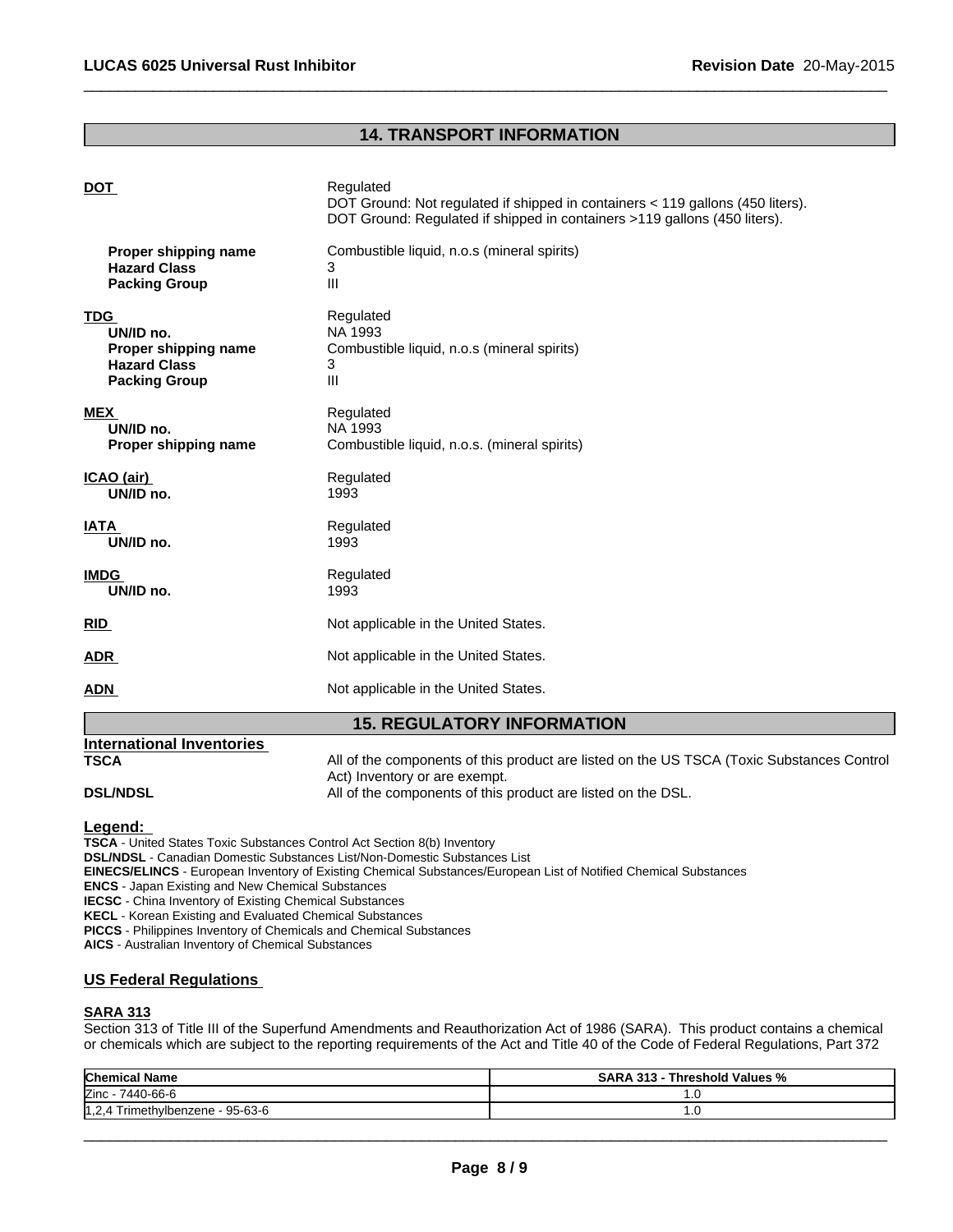## 14. TRANSPORT INFORMATION

**DOT**
Regulated
DOT Ground: Not regulated if shipped in containers < 119 gallons (450 liters).
DOT Ground: Regulated if shipped in containers >119 gallons (450 liters).

| | |
|---|---|
| **Proper shipping name** | Combustible liquid, n.o.s (mineral spirits) |
| **Hazard Class** | 3 |
| **Packing Group** | III |

**TDG**
Regulated

| | |
|---|---|
| **UN/ID no.** | NA 1993 |
| **Proper shipping name** | Combustible liquid, n.o.s (mineral spirits) |
| **Hazard Class** | 3 |
| **Packing Group** | III |

**MEX**
Regulated

| | |
|---|---|
| **UN/ID no.** | NA 1993 |
| **Proper shipping name** | Combustible liquid, n.o.s. (mineral spirits) |

**ICAO (air)**
Regulated

| | |
|---|---|
| **UN/ID no.** | 1993 |

**IATA**
Regulated

| | |
|---|---|
| **UN/ID no.** | 1993 |

**IMDG**
Regulated

| | |
|---|---|
| **UN/ID no.** | 1993 |

**RID** Not applicable in the United States.

**ADR** Not applicable in the United States.

**ADN** Not applicable in the United States.

## 15. REGULATORY INFORMATION

**International Inventories**

**TSCA** All of the components of this product are listed on the US TSCA (Toxic Substances Control Act) Inventory or are exempt.

**DSL/NDSL** All of the components of this product are listed on the DSL.

**Legend:**

**TSCA** - United States Toxic Substances Control Act Section 8(b) Inventory
**DSL/NDSL** - Canadian Domestic Substances List/Non-Domestic Substances List
**EINECS/ELINCS** - European Inventory of Existing Chemical Substances/European List of Notified Chemical Substances
**ENCS** - Japan Existing and New Chemical Substances
**IECSC** - China Inventory of Existing Chemical Substances
**KECL** - Korean Existing and Evaluated Chemical Substances
**PICCS** - Philippines Inventory of Chemicals and Chemical Substances
**AICS** - Australian Inventory of Chemical Substances

**US Federal Regulations**

**SARA 313**

Section 313 of Title III of the Superfund Amendments and Reauthorization Act of 1986 (SARA). This product contains a chemical or chemicals which are subject to the reporting requirements of the Act and Title 40 of the Code of Federal Regulations, Part 372

| Chemical Name | SARA 313 - Threshold Values % |
|---|---|
| Zinc - 7440-66-6 | 1.0 |
| 1,2,4 Trimethylbenzene - 95-63-6 | 1.0 |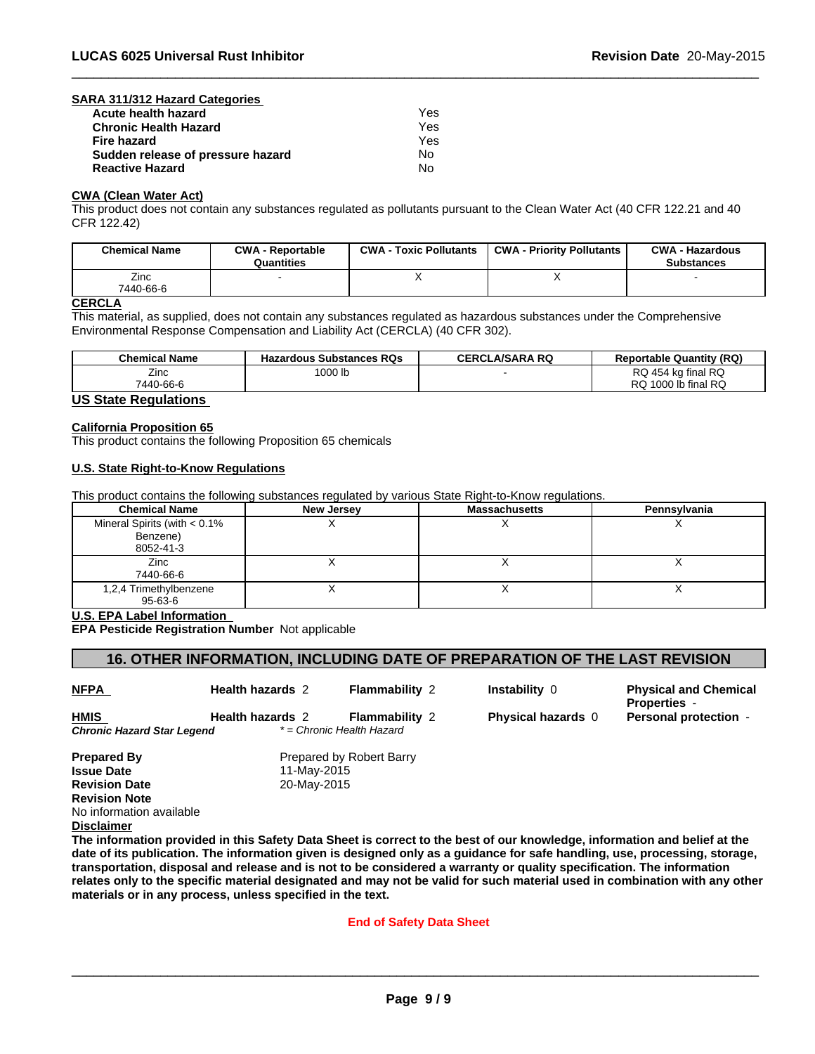#### SARA 311/312 Hazard Categories

| | |
|---|---|
| **Acute health hazard** | Yes |
| **Chronic Health Hazard** | Yes |
| **Fire hazard** | Yes |
| **Sudden release of pressure hazard** | No |
| **Reactive Hazard** | No |

#### CWA (Clean Water Act)

This product does not contain any substances regulated as pollutants pursuant to the Clean Water Act (40 CFR 122.21 and 40 CFR 122.42)

| Chemical Name | CWA - Reportable Quantities | CWA - Toxic Pollutants | CWA - Priority Pollutants | CWA - Hazardous Substances |
|---|---|---|---|---|
| Zinc<br>7440-66-6 | - | X | X | - |

#### CERCLA

This material, as supplied, does not contain any substances regulated as hazardous substances under the Comprehensive Environmental Response Compensation and Liability Act (CERCLA) (40 CFR 302).

| Chemical Name | Hazardous Substances RQs | CERCLA/SARA RQ | Reportable Quantity (RQ) |
|---|---|---|---|
| Zinc<br>7440-66-6 | 1000 lb | - | RQ 454 kg final RQ<br>RQ 1000 lb final RQ |

### US State Regulations

#### California Proposition 65

This product contains the following Proposition 65 chemicals

#### U.S. State Right-to-Know Regulations

This product contains the following substances regulated by various State Right-to-Know regulations.

| Chemical Name | New Jersey | Massachusetts | Pennsylvania |
|---|---|---|---|
| Mineral Spirits (with < 0.1% Benzene)<br>8052-41-3 | X | X | X |
| Zinc<br>7440-66-6 | X | X | X |
| 1,2,4 Trimethylbenzene<br>95-63-6 | X | X | X |

#### U.S. EPA Label Information

**EPA Pesticide Registration Number** Not applicable

## 16. OTHER INFORMATION, INCLUDING DATE OF PREPARATION OF THE LAST REVISION

| | | | | |
|---|---|---|---|---|
| **NFPA** | **Health hazards** 2 | **Flammability** 2 | **Instability** 0 | **Physical and Chemical Properties** - |
| **HMIS** | **Health hazards** 2 | **Flammability** 2 | **Physical hazards** 0 | **Personal protection** - |

***Chronic Hazard Star Legend*** *\* = Chronic Health Hazard*

**Prepared By** Prepared by Robert Barry
**Issue Date** 11-May-2015
**Revision Date** 20-May-2015
**Revision Note**
No information available

**Disclaimer**

**The information provided in this Safety Data Sheet is correct to the best of our knowledge, information and belief at the date of its publication. The information given is designed only as a guidance for safe handling, use, processing, storage, transportation, disposal and release and is not to be considered a warranty or quality specification. The information relates only to the specific material designated and may not be valid for such material used in combination with any other materials or in any process, unless specified in the text.**

**End of Safety Data Sheet**